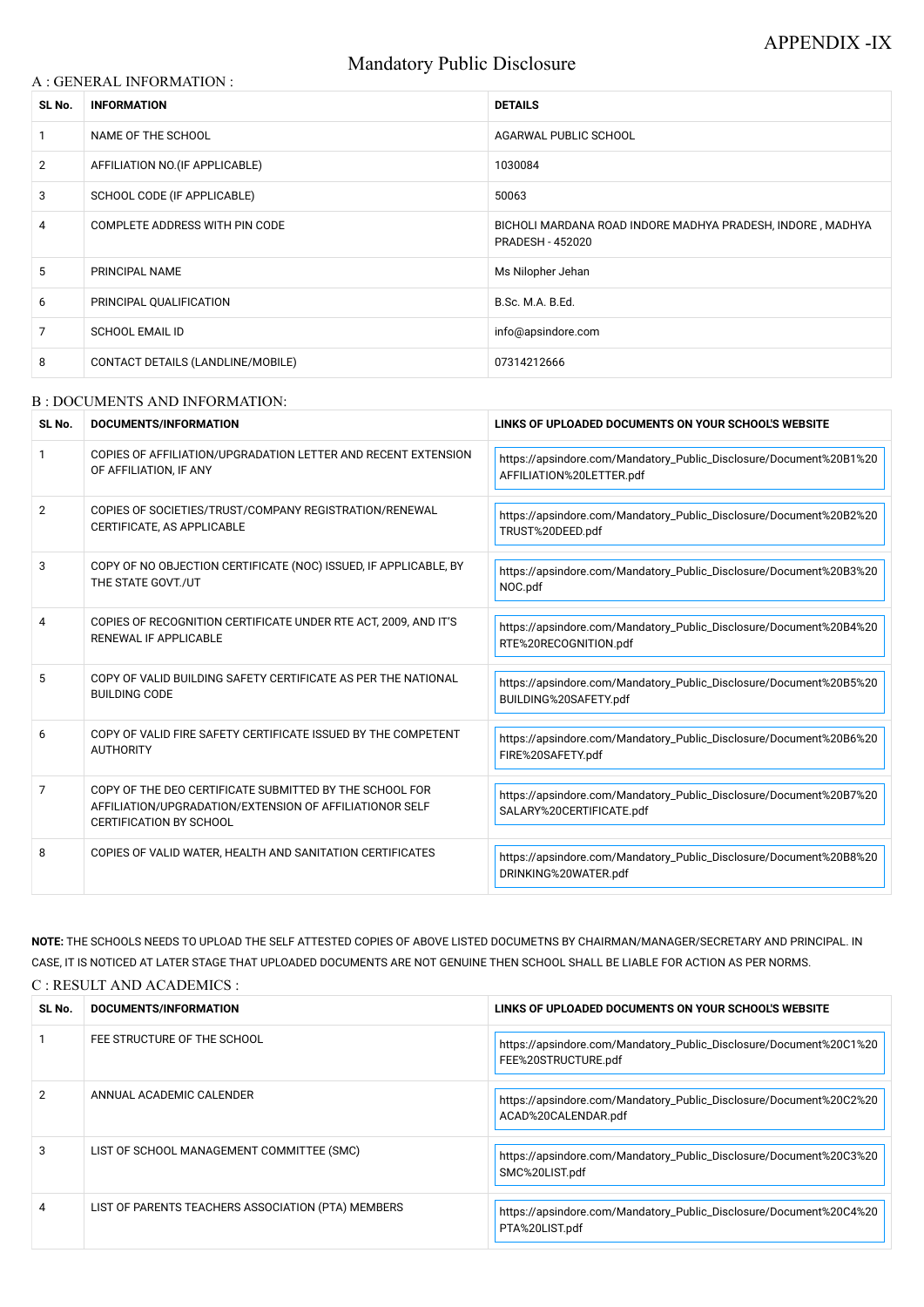APPENDIX -IX

# Mandatory Public Disclosure

## A : GENERAL INFORMATION :

| SL No. | INFORMATION | DETAILS |
|---|---|---|
| 1 | NAME OF THE SCHOOL | AGARWAL PUBLIC SCHOOL |
| 2 | AFFILIATION NO.(IF APPLICABLE) | 1030084 |
| 3 | SCHOOL CODE (IF APPLICABLE) | 50063 |
| 4 | COMPLETE ADDRESS WITH PIN CODE | BICHOLI MARDANA ROAD INDORE MADHYA PRADESH, INDORE , MADHYA PRADESH - 452020 |
| 5 | PRINCIPAL NAME | Ms Nilopher Jehan |
| 6 | PRINCIPAL QUALIFICATION | B.Sc. M.A. B.Ed. |
| 7 | SCHOOL EMAIL ID | info@apsindore.com |
| 8 | CONTACT DETAILS (LANDLINE/MOBILE) | 07314212666 |

## B : DOCUMENTS AND INFORMATION:

| SL No. | DOCUMENTS/INFORMATION | LINKS OF UPLOADED DOCUMENTS ON YOUR SCHOOL'S WEBSITE |
|---|---|---|
| 1 | COPIES OF AFFILIATION/UPGRADATION LETTER AND RECENT EXTENSION OF AFFILIATION, IF ANY | https://apsindore.com/Mandatory_Public_Disclosure/Document%20B1%20AFFILIATION%20LETTER.pdf |
| 2 | COPIES OF SOCIETIES/TRUST/COMPANY REGISTRATION/RENEWAL CERTIFICATE, AS APPLICABLE | https://apsindore.com/Mandatory_Public_Disclosure/Document%20B2%20TRUST%20DEED.pdf |
| 3 | COPY OF NO OBJECTION CERTIFICATE (NOC) ISSUED, IF APPLICABLE, BY THE STATE GOVT./UT | https://apsindore.com/Mandatory_Public_Disclosure/Document%20B3%20NOC.pdf |
| 4 | COPIES OF RECOGNITION CERTIFICATE UNDER RTE ACT, 2009, AND IT'S RENEWAL IF APPLICABLE | https://apsindore.com/Mandatory_Public_Disclosure/Document%20B4%20RTE%20RECOGNITION.pdf |
| 5 | COPY OF VALID BUILDING SAFETY CERTIFICATE AS PER THE NATIONAL BUILDING CODE | https://apsindore.com/Mandatory_Public_Disclosure/Document%20B5%20BUILDING%20SAFETY.pdf |
| 6 | COPY OF VALID FIRE SAFETY CERTIFICATE ISSUED BY THE COMPETENT AUTHORITY | https://apsindore.com/Mandatory_Public_Disclosure/Document%20B6%20FIRE%20SAFETY.pdf |
| 7 | COPY OF THE DEO CERTIFICATE SUBMITTED BY THE SCHOOL FOR AFFILIATION/UPGRADATION/EXTENSION OF AFFILIATIONOR SELF CERTIFICATION BY SCHOOL | https://apsindore.com/Mandatory_Public_Disclosure/Document%20B7%20SALARY%20CERTIFICATE.pdf |
| 8 | COPIES OF VALID WATER, HEALTH AND SANITATION CERTIFICATES | https://apsindore.com/Mandatory_Public_Disclosure/Document%20B8%20DRINKING%20WATER.pdf |

**NOTE:** THE SCHOOLS NEEDS TO UPLOAD THE SELF ATTESTED COPIES OF ABOVE LISTED DOCUMETNS BY CHAIRMAN/MANAGER/SECRETARY AND PRINCIPAL. IN CASE, IT IS NOTICED AT LATER STAGE THAT UPLOADED DOCUMENTS ARE NOT GENUINE THEN SCHOOL SHALL BE LIABLE FOR ACTION AS PER NORMS.

## C : RESULT AND ACADEMICS :

| SL No. | DOCUMENTS/INFORMATION | LINKS OF UPLOADED DOCUMENTS ON YOUR SCHOOL'S WEBSITE |
|---|---|---|
| 1 | FEE STRUCTURE OF THE SCHOOL | https://apsindore.com/Mandatory_Public_Disclosure/Document%20C1%20FEE%20STRUCTURE.pdf |
| 2 | ANNUAL ACADEMIC CALENDER | https://apsindore.com/Mandatory_Public_Disclosure/Document%20C2%20ACAD%20CALENDAR.pdf |
| 3 | LIST OF SCHOOL MANAGEMENT COMMITTEE (SMC) | https://apsindore.com/Mandatory_Public_Disclosure/Document%20C3%20SMC%20LIST.pdf |
| 4 | LIST OF PARENTS TEACHERS ASSOCIATION (PTA) MEMBERS | https://apsindore.com/Mandatory_Public_Disclosure/Document%20C4%20PTA%20LIST.pdf |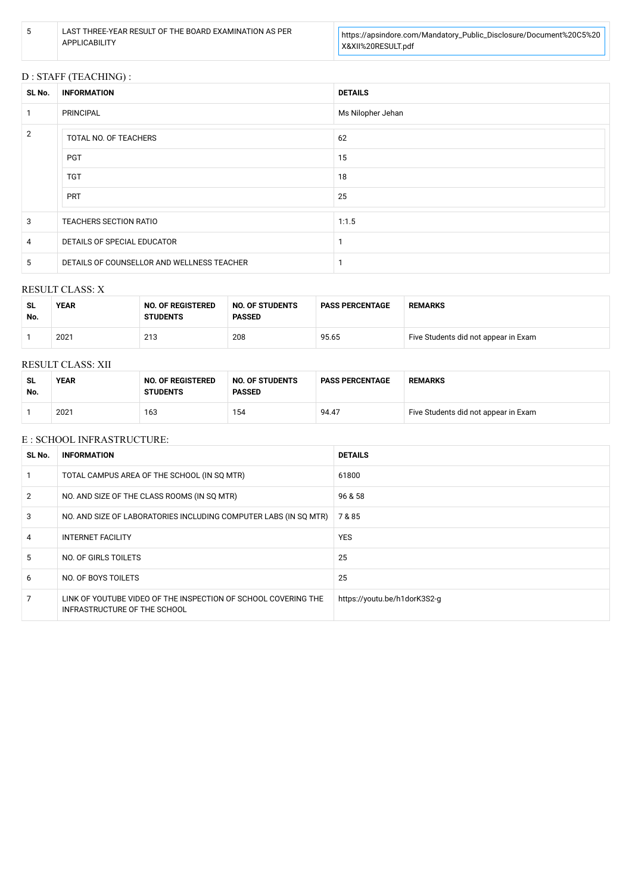| | | |
|---|---|---|
| 5 | LAST THREE-YEAR RESULT OF THE BOARD EXAMINATION AS PER APPLICABILITY | https://apsindore.com/Mandatory_Public_Disclosure/Document%20C5%20X&XII%20RESULT.pdf |

## D : STAFF (TEACHING) :

| SL No. | INFORMATION | DETAILS |
|---|---|---|
| 1 | PRINCIPAL | Ms Nilopher Jehan |
| 2 | TOTAL NO. OF TEACHERS | 62 |
| | PGT | 15 |
| | TGT | 18 |
| | PRT | 25 |
| 3 | TEACHERS SECTION RATIO | 1:1.5 |
| 4 | DETAILS OF SPECIAL EDUCATOR | 1 |
| 5 | DETAILS OF COUNSELLOR AND WELLNESS TEACHER | 1 |

## RESULT CLASS: X

| SL No. | YEAR | NO. OF REGISTERED STUDENTS | NO. OF STUDENTS PASSED | PASS PERCENTAGE | REMARKS |
|---|---|---|---|---|---|
| 1 | 2021 | 213 | 208 | 95.65 | Five Students did not appear in Exam |

## RESULT CLASS: XII

| SL No. | YEAR | NO. OF REGISTERED STUDENTS | NO. OF STUDENTS PASSED | PASS PERCENTAGE | REMARKS |
|---|---|---|---|---|---|
| 1 | 2021 | 163 | 154 | 94.47 | Five Students did not appear in Exam |

## E : SCHOOL INFRASTRUCTURE:

| SL No. | INFORMATION | DETAILS |
|---|---|---|
| 1 | TOTAL CAMPUS AREA OF THE SCHOOL (IN SQ MTR) | 61800 |
| 2 | NO. AND SIZE OF THE CLASS ROOMS (IN SQ MTR) | 96 & 58 |
| 3 | NO. AND SIZE OF LABORATORIES INCLUDING COMPUTER LABS (IN SQ MTR) | 7 & 85 |
| 4 | INTERNET FACILITY | YES |
| 5 | NO. OF GIRLS TOILETS | 25 |
| 6 | NO. OF BOYS TOILETS | 25 |
| 7 | LINK OF YOUTUBE VIDEO OF THE INSPECTION OF SCHOOL COVERING THE INFRASTRUCTURE OF THE SCHOOL | https://youtu.be/h1dorK3S2-g |